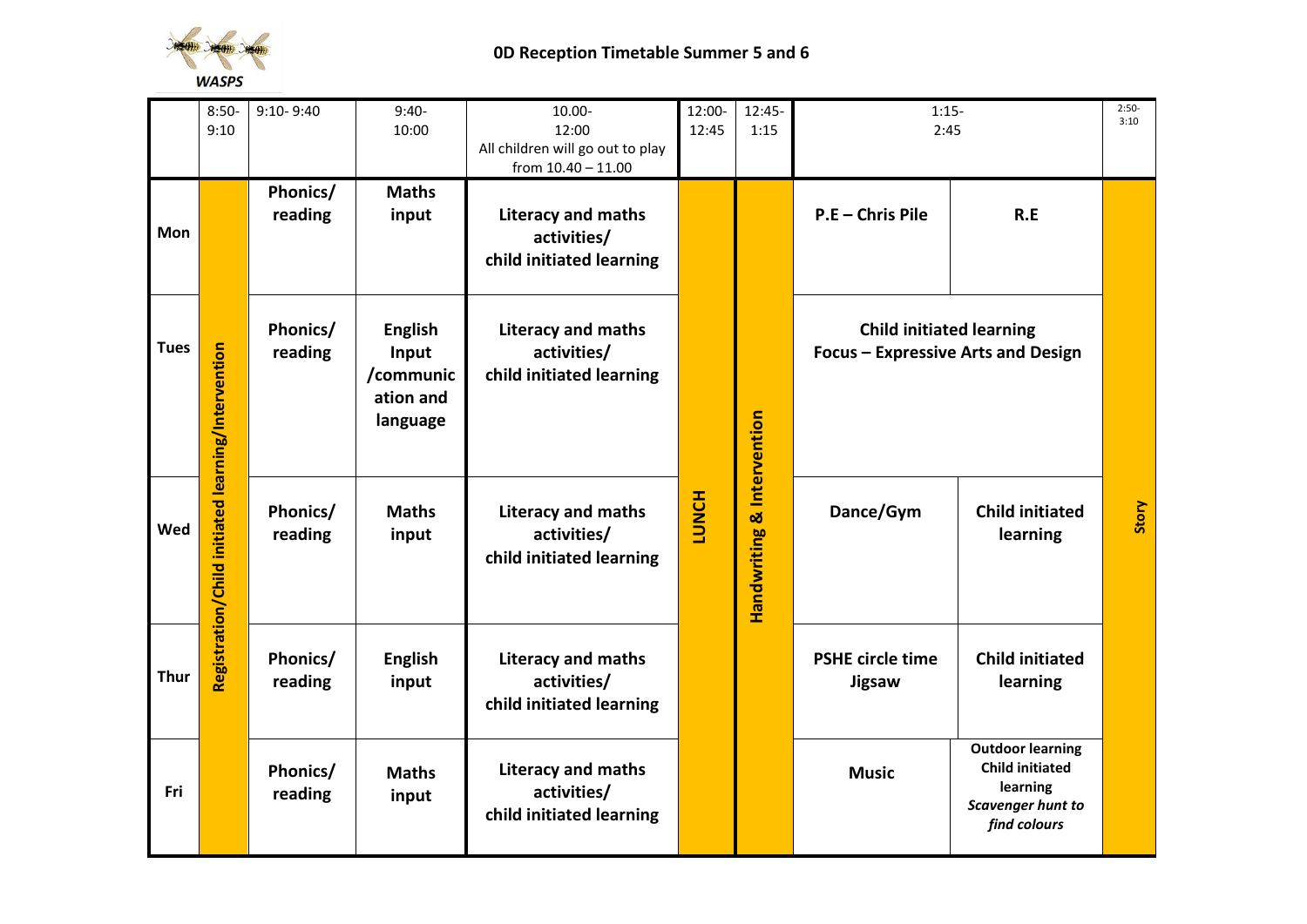WASPS

# 0D Reception Timetable Summer 5 and 6

| | 8:50-9:10 | 9:10- 9:40 | 9:40-10:00 | 10.00-12:00 All children will go out to play from 10.40 – 11.00 | 12:00-12:45 | 12:45-1:15 | 1:15-2:45 | | 2:50-3:10 |
|---|---|---|---|---|---|---|---|---|---|
| **Mon** | **Registration/Child initiated learning/Intervention** | **Phonics/ reading** | **Maths input** | **Literacy and maths activities/ child initiated learning** | **LUNCH** | **Handwriting & Intervention** | **P.E – Chris Pile** | **R.E** | **Story** |
| **Tues** | | **Phonics/ reading** | **English Input /communication and language** | **Literacy and maths activities/ child initiated learning** | | | **Child initiated learning Focus – Expressive Arts and Design** | | |
| **Wed** | | **Phonics/ reading** | **Maths input** | **Literacy and maths activities/ child initiated learning** | | | **Dance/Gym** | **Child initiated learning** | |
| **Thur** | | **Phonics/ reading** | **English input** | **Literacy and maths activities/ child initiated learning** | | | **PSHE circle time Jigsaw** | **Child initiated learning** | |
| **Fri** | | **Phonics/ reading** | **Maths input** | **Literacy and maths activities/ child initiated learning** | | | **Music** | **Outdoor learning Child initiated learning** ***Scavenger hunt to find colours*** | |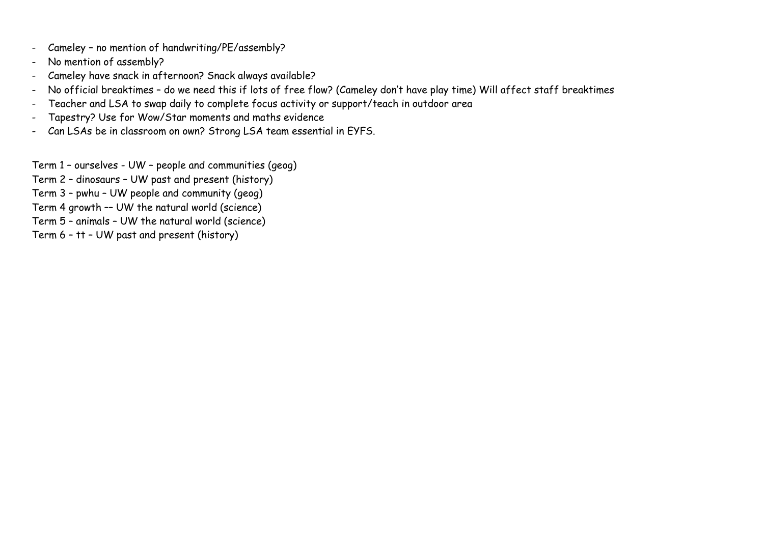- Cameley – no mention of handwriting/PE/assembly?
- No mention of assembly?
- Cameley have snack in afternoon? Snack always available?
- No official breaktimes – do we need this if lots of free flow? (Cameley don't have play time) Will affect staff breaktimes
- Teacher and LSA to swap daily to complete focus activity or support/teach in outdoor area
- Tapestry? Use for Wow/Star moments and maths evidence
- Can LSAs be in classroom on own? Strong LSA team essential in EYFS.

Term 1 – ourselves - UW – people and communities (geog)
Term 2 – dinosaurs – UW past and present (history)
Term 3 – pwhu – UW people and community (geog)
Term 4 growth –– UW the natural world (science)
Term 5 – animals – UW the natural world (science)
Term 6 – tt – UW past and present (history)